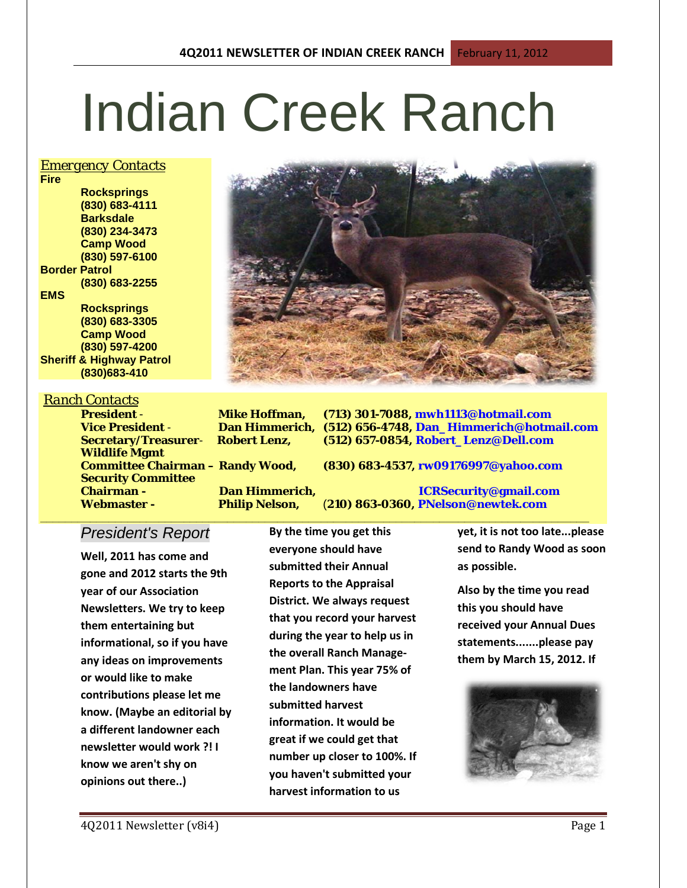# Indian Creek Ranch

*Emergency Contacts*

**Fire**

- **Rocksprings**
  **(830) 683-4111**
- **Barksdale**
  **(830) 234-3473**
- **Camp Wood**
  **(830) 597-6100**

**Border Patrol**

- **(830) 683-2255**

**EMS**

- **Rocksprings**
  **(830) 683-3305**
- **Camp Wood**
  **(830) 597-4200**

**Sheriff & Highway Patrol**

- **(830)683-410**

*Ranch Contacts*

| | | |
|---|---|---|
| **President -** | **Mike Hoffman,** | **(713) 301-7088, mwh1113@hotmail.com** |
| **Vice President -** | **Dan Himmerich,** | **(512) 656-4748, Dan_Himmerich@hotmail.com** |
| **Secretary/Treasurer-** | **Robert Lenz,** | **(512) 657-0854, Robert_Lenz@Dell.com** |
| **Wildlife Mgmt Committee Chairman –** | **Randy Wood,** | **(830) 683-4537, rw09176997@yahoo.com** |
| **Security Committee Chairman -** | **Dan Himmerich,** | **ICRSecurity@gmail.com** |
| **Webmaster -** | **Philip Nelson,** | **(210) 863-0360, PNelson@newtek.com** |

## *President's Report*

**Well, 2011 has come and gone and 2012 starts the 9th year of our Association Newsletters. We try to keep them entertaining but informational, so if you have any ideas on improvements or would like to make contributions please let me know. (Maybe an editorial by a different landowner each newsletter would work ?! I know we aren't shy on opinions out there..)**

**By the time you get this everyone should have submitted their Annual Reports to the Appraisal District. We always request that you record your harvest during the year to help us in the overall Ranch Management Plan. This year 75% of the landowners have submitted harvest information. It would be great if we could get that number up closer to 100%. If you haven't submitted your harvest information to us yet, it is not too late...please send to Randy Wood as soon as possible.**

**Also by the time you read this you should have received your Annual Dues statements.......please pay them by March 15, 2012. If**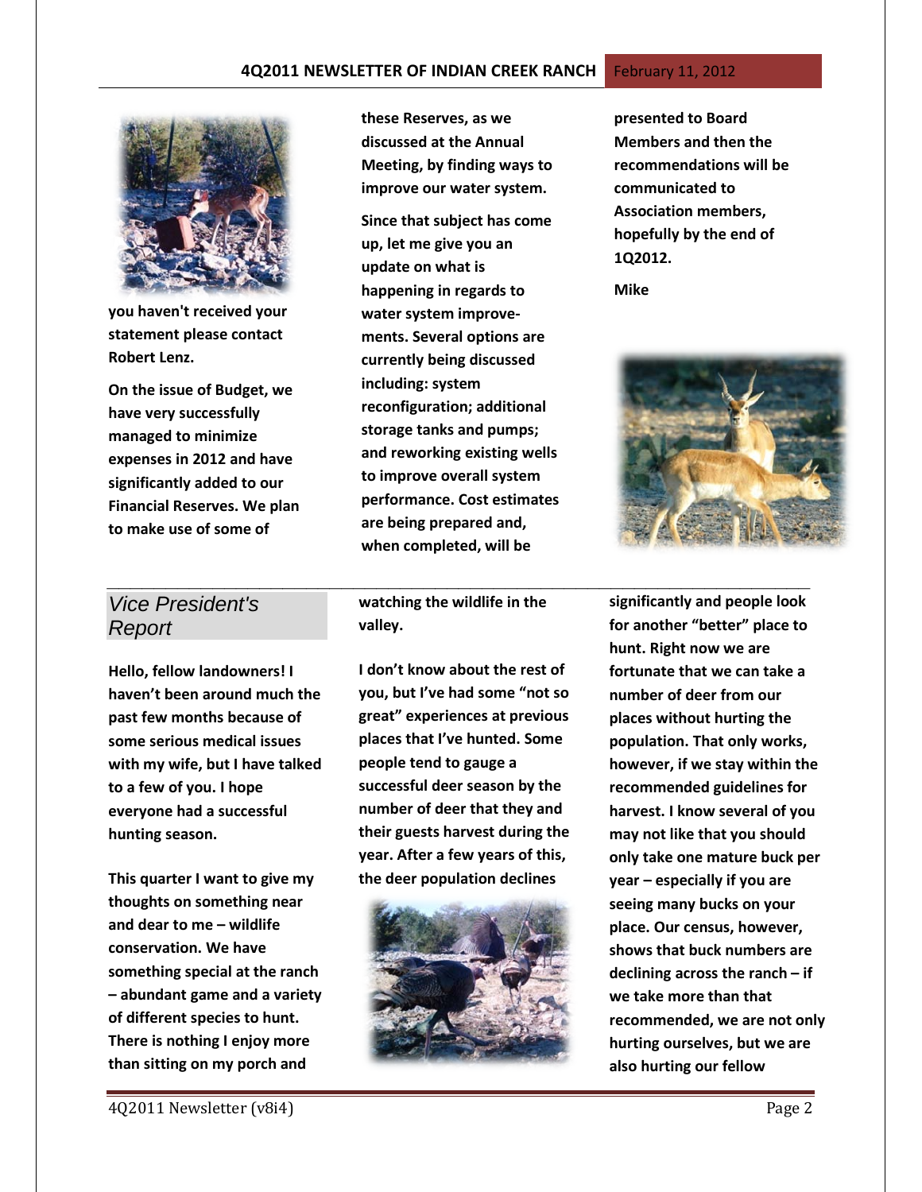you haven't received your statement please contact Robert Lenz.

On the issue of Budget, we have very successfully managed to minimize expenses in 2012 and have significantly added to our Financial Reserves. We plan to make use of some of these Reserves, as we discussed at the Annual Meeting, by finding ways to improve our water system.

Since that subject has come up, let me give you an update on what is happening in regards to water system improvements. Several options are currently being discussed including: system reconfiguration; additional storage tanks and pumps; and reworking existing wells to improve overall system performance. Cost estimates are being prepared and, when completed, will be presented to Board Members and then the recommendations will be communicated to Association members, hopefully by the end of 1Q2012.

Mike

## Vice President's Report

Hello, fellow landowners! I haven't been around much the past few months because of some serious medical issues with my wife, but I have talked to a few of you. I hope everyone had a successful hunting season.

This quarter I want to give my thoughts on something near and dear to me – wildlife conservation. We have something special at the ranch – abundant game and a variety of different species to hunt. There is nothing I enjoy more than sitting on my porch and watching the wildlife in the valley.

I don't know about the rest of you, but I've had some "not so great" experiences at previous places that I've hunted. Some people tend to gauge a successful deer season by the number of deer that they and their guests harvest during the year. After a few years of this, the deer population declines significantly and people look for another "better" place to hunt. Right now we are fortunate that we can take a number of deer from our places without hurting the population. That only works, however, if we stay within the recommended guidelines for harvest. I know several of you may not like that you should only take one mature buck per year – especially if you are seeing many bucks on your place. Our census, however, shows that buck numbers are declining across the ranch – if we take more than that recommended, we are not only hurting ourselves, but we are also hurting our fellow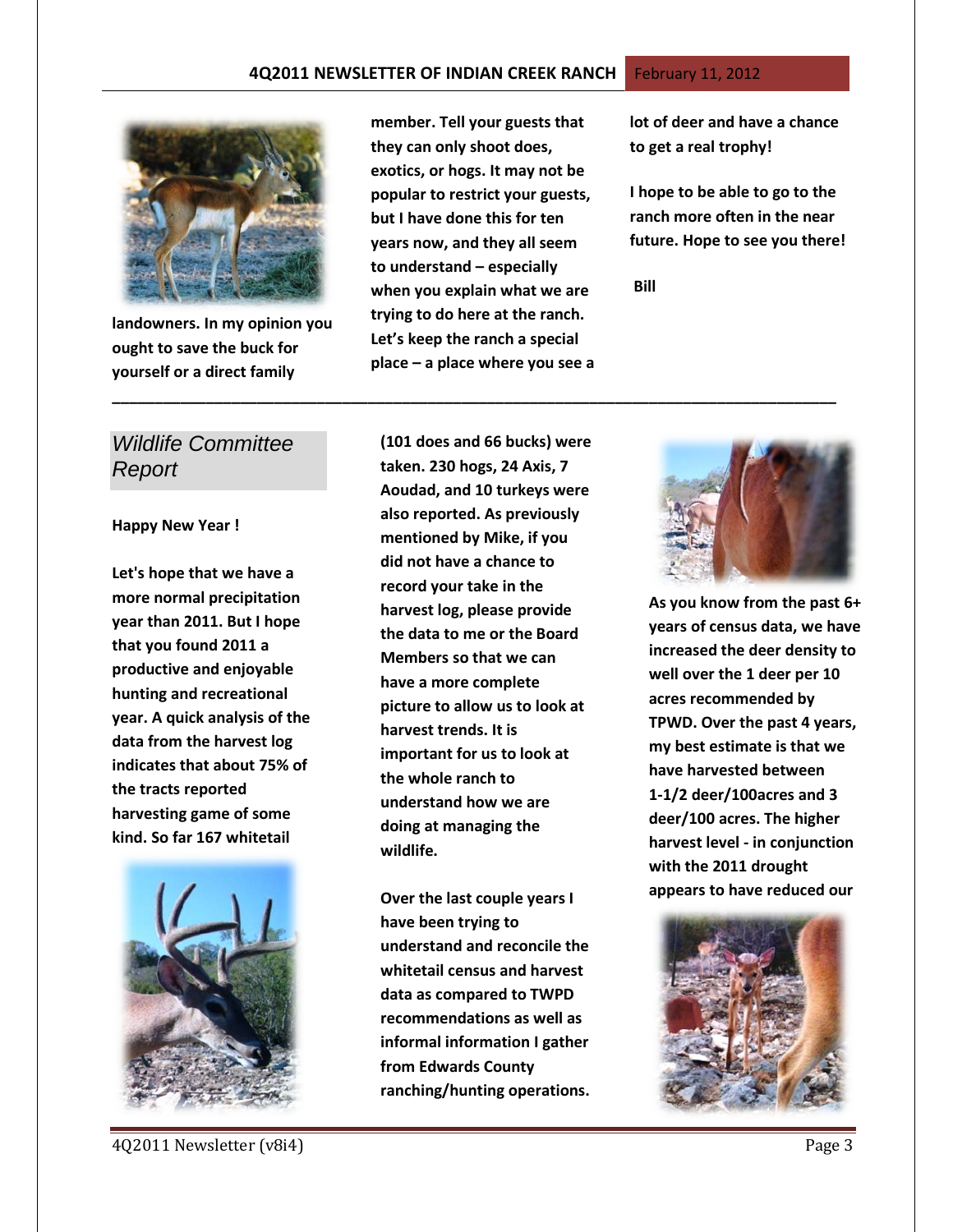landowners. In my opinion you ought to save the buck for yourself or a direct family member. Tell your guests that they can only shoot does, exotics, or hogs. It may not be popular to restrict your guests, but I have done this for ten years now, and they all seem to understand – especially when you explain what we are trying to do here at the ranch. Let's keep the ranch a special place – a place where you see a lot of deer and have a chance to get a real trophy!

I hope to be able to go to the ranch more often in the near future. Hope to see you there!

Bill

---

## *Wildlife Committee Report*

**Happy New Year !**

**Let's hope that we have a more normal precipitation year than 2011. But I hope that you found 2011 a productive and enjoyable hunting and recreational year. A quick analysis of the data from the harvest log indicates that about 75% of the tracts reported harvesting game of some kind. So far 167 whitetail (101 does and 66 bucks) were taken. 230 hogs, 24 Axis, 7 Aoudad, and 10 turkeys were also reported. As previously mentioned by Mike, if you did not have a chance to record your take in the harvest log, please provide the data to me or the Board Members so that we can have a more complete picture to allow us to look at harvest trends. It is important for us to look at the whole ranch to understand how we are doing at managing the wildlife.**

**Over the last couple years I have been trying to understand and reconcile the whitetail census and harvest data as compared to TWPD recommendations as well as informal information I gather from Edwards County ranching/hunting operations.**

**As you know from the past 6+ years of census data, we have increased the deer density to well over the 1 deer per 10 acres recommended by TPWD. Over the past 4 years, my best estimate is that we have harvested between 1-1/2 deer/100acres and 3 deer/100 acres. The higher harvest level - in conjunction with the 2011 drought appears to have reduced our**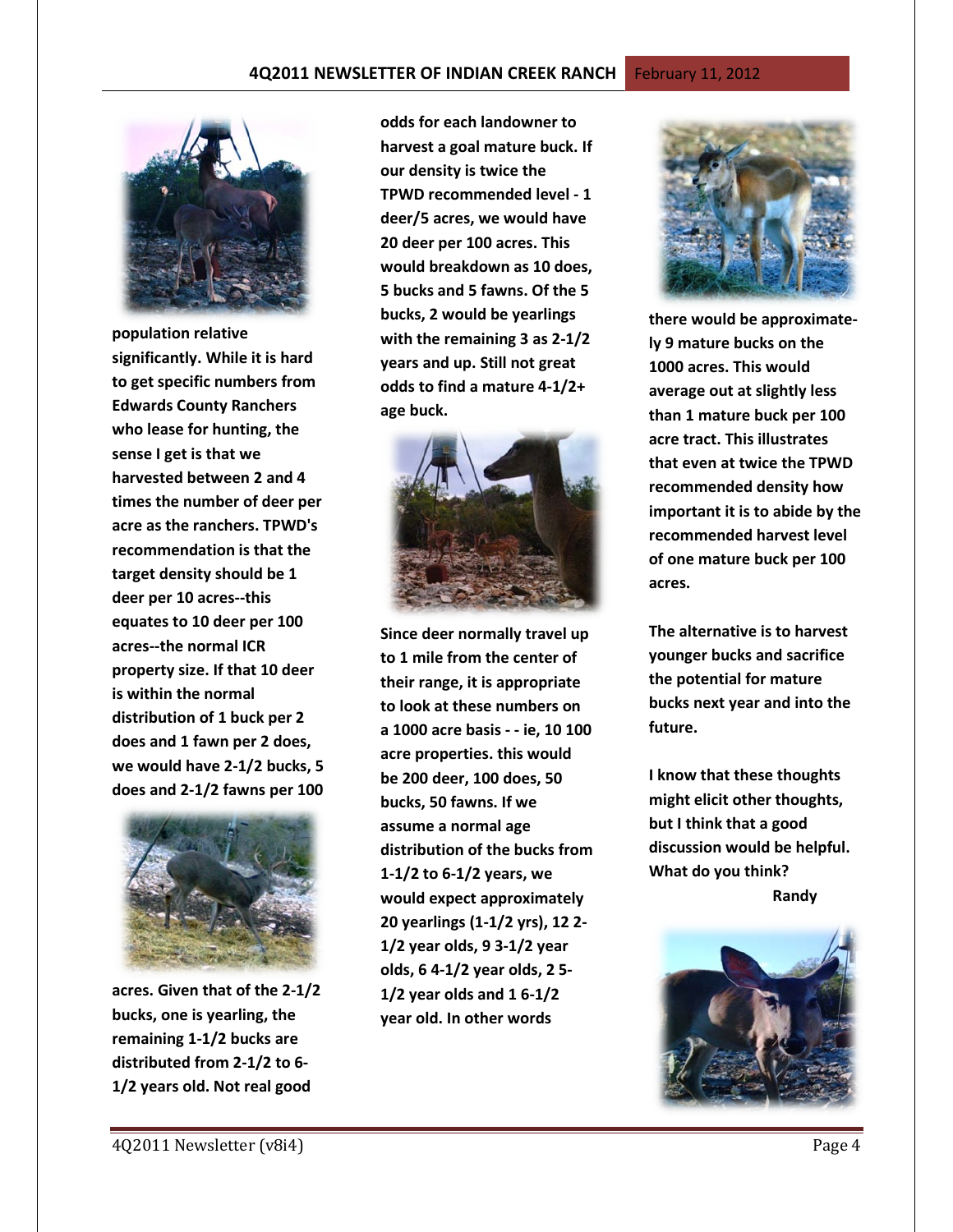population relative significantly. While it is hard to get specific numbers from Edwards County Ranchers who lease for hunting, the sense I get is that we harvested between 2 and 4 times the number of deer per acre as the ranchers. TPWD's recommendation is that the target density should be 1 deer per 10 acres--this equates to 10 deer per 100 acres--the normal ICR property size. If that 10 deer is within the normal distribution of 1 buck per 2 does and 1 fawn per 2 does, we would have 2-1/2 bucks, 5 does and 2-1/2 fawns per 100 acres. Given that of the 2-1/2 bucks, one is yearling, the remaining 1-1/2 bucks are distributed from 2-1/2 to 6-1/2 years old. Not real good odds for each landowner to harvest a goal mature buck. If our density is twice the TPWD recommended level - 1 deer/5 acres, we would have 20 deer per 100 acres. This would breakdown as 10 does, 5 bucks and 5 fawns. Of the 5 bucks, 2 would be yearlings with the remaining 3 as 2-1/2 years and up. Still not great odds to find a mature 4-1/2+ age buck.

Since deer normally travel up to 1 mile from the center of their range, it is appropriate to look at these numbers on a 1000 acre basis - - ie, 10 100 acre properties. this would be 200 deer, 100 does, 50 bucks, 50 fawns. If we assume a normal age distribution of the bucks from 1-1/2 to 6-1/2 years, we would expect approximately 20 yearlings (1-1/2 yrs), 12 2-1/2 year olds, 9 3-1/2 year olds, 6 4-1/2 year olds, 2 5-1/2 year olds and 1 6-1/2 year old. In other words there would be approximately 9 mature bucks on the 1000 acres. This would average out at slightly less than 1 mature buck per 100 acre tract. This illustrates that even at twice the TPWD recommended density how important it is to abide by the recommended harvest level of one mature buck per 100 acres.

The alternative is to harvest younger bucks and sacrifice the potential for mature bucks next year and into the future.

I know that these thoughts might elicit other thoughts, but I think that a good discussion would be helpful. What do you think?

Randy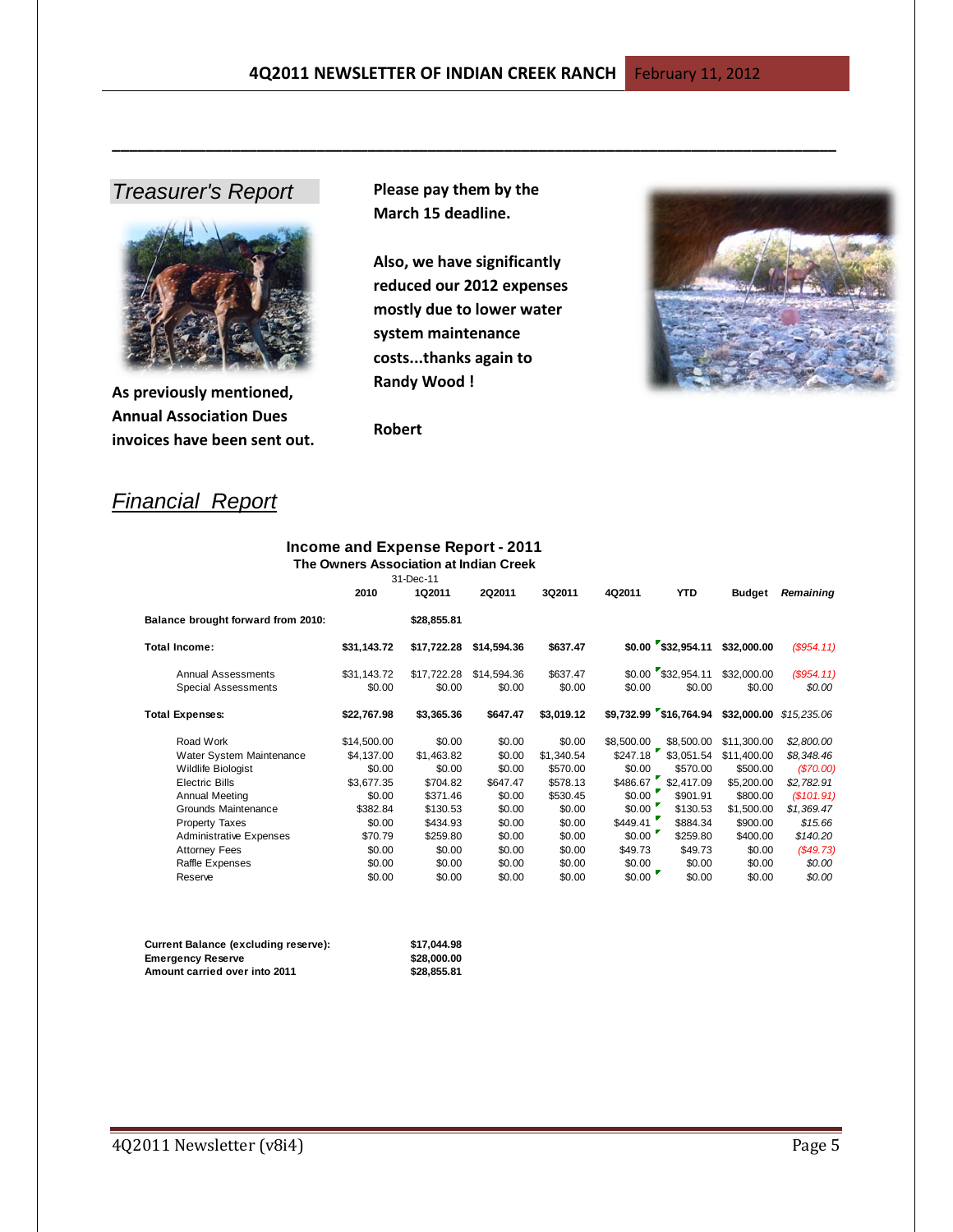## *Treasurer's Report*

**As previously mentioned, Annual Association Dues invoices have been sent out.**

**Please pay them by the March 15 deadline.**

**Also, we have significantly reduced our 2012 expenses mostly due to lower water system maintenance costs...thanks again to Randy Wood !**

**Robert**

## *Financial Report*

### Income and Expense Report - 2011

**The Owners Association at Indian Creek**

31-Dec-11

| | 2010 | 1Q2011 | 2Q2011 | 3Q2011 | 4Q2011 | YTD | Budget | *Remaining* |
|---|---|---|---|---|---|---|---|---|
| **Balance brought forward from 2010:** | | **$28,855.81** | | | | | | |
| **Total Income:** | **$31,143.72** | **$17,722.28** | **$14,594.36** | **$637.47** | **$0.00** | **$32,954.11** | **$32,000.00** | *($954.11)* |
| Annual Assessments | $31,143.72 | $17,722.28 | $14,594.36 | $637.47 | $0.00 | $32,954.11 | $32,000.00 | *($954.11)* |
| Special Assessments | $0.00 | $0.00 | $0.00 | $0.00 | $0.00 | $0.00 | $0.00 | *$0.00* |
| **Total Expenses:** | **$22,767.98** | **$3,365.36** | **$647.47** | **$3,019.12** | **$9,732.99** | **$16,764.94** | **$32,000.00** | *$15,235.06* |
| Road Work | $14,500.00 | $0.00 | $0.00 | $0.00 | $8,500.00 | $8,500.00 | $11,300.00 | *$2,800.00* |
| Water System Maintenance | $4,137.00 | $1,463.82 | $0.00 | $1,340.54 | $247.18 | $3,051.54 | $11,400.00 | *$8,348.46* |
| Wildlife Biologist | $0.00 | $0.00 | $0.00 | $570.00 | $0.00 | $570.00 | $500.00 | *($70.00)* |
| Electric Bills | $3,677.35 | $704.82 | $647.47 | $578.13 | $486.67 | $2,417.09 | $5,200.00 | *$2,782.91* |
| Annual Meeting | $0.00 | $371.46 | $0.00 | $530.45 | $0.00 | $901.91 | $800.00 | *($101.91)* |
| Grounds Maintenance | $382.84 | $130.53 | $0.00 | $0.00 | $0.00 | $130.53 | $1,500.00 | *$1,369.47* |
| Property Taxes | $0.00 | $434.93 | $0.00 | $0.00 | $449.41 | $884.34 | $900.00 | *$15.66* |
| Administrative Expenses | $70.79 | $259.80 | $0.00 | $0.00 | $0.00 | $259.80 | $400.00 | *$140.20* |
| Attorney Fees | $0.00 | $0.00 | $0.00 | $0.00 | $49.73 | $49.73 | $0.00 | *($49.73)* |
| Raffle Expenses | $0.00 | $0.00 | $0.00 | $0.00 | $0.00 | $0.00 | $0.00 | *$0.00* |
| Reserve | $0.00 | $0.00 | $0.00 | $0.00 | $0.00 | $0.00 | $0.00 | *$0.00* |

| | |
|---|---|
| **Current Balance (excluding reserve):** | **$17,044.98** |
| **Emergency Reserve** | **$28,000.00** |
| **Amount carried over into 2011** | **$28,855.81** |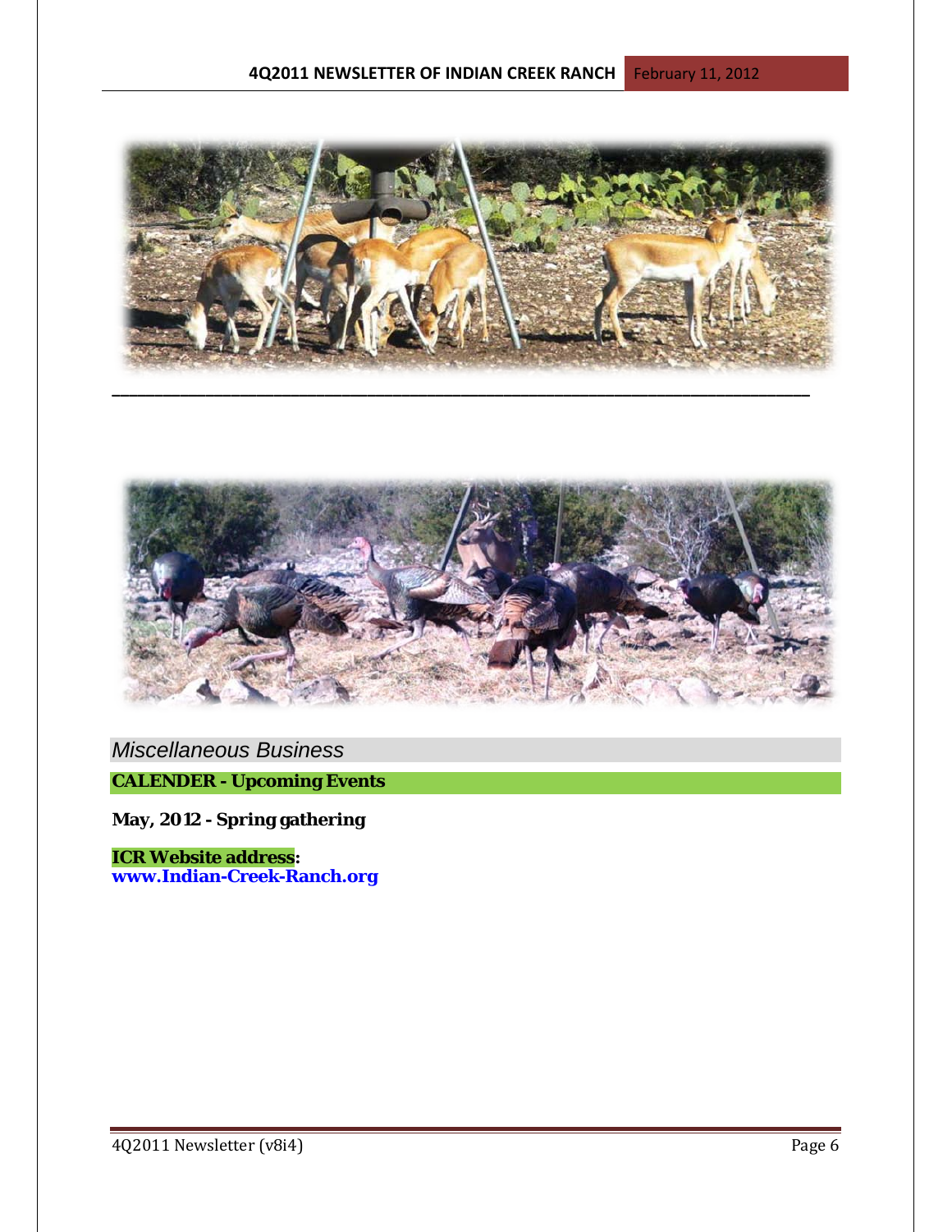## *Miscellaneous Business*

**CALENDER - Upcoming Events**

**May, 2012 - Spring gathering**

**ICR Website address:**
**www.Indian-Creek-Ranch.org**